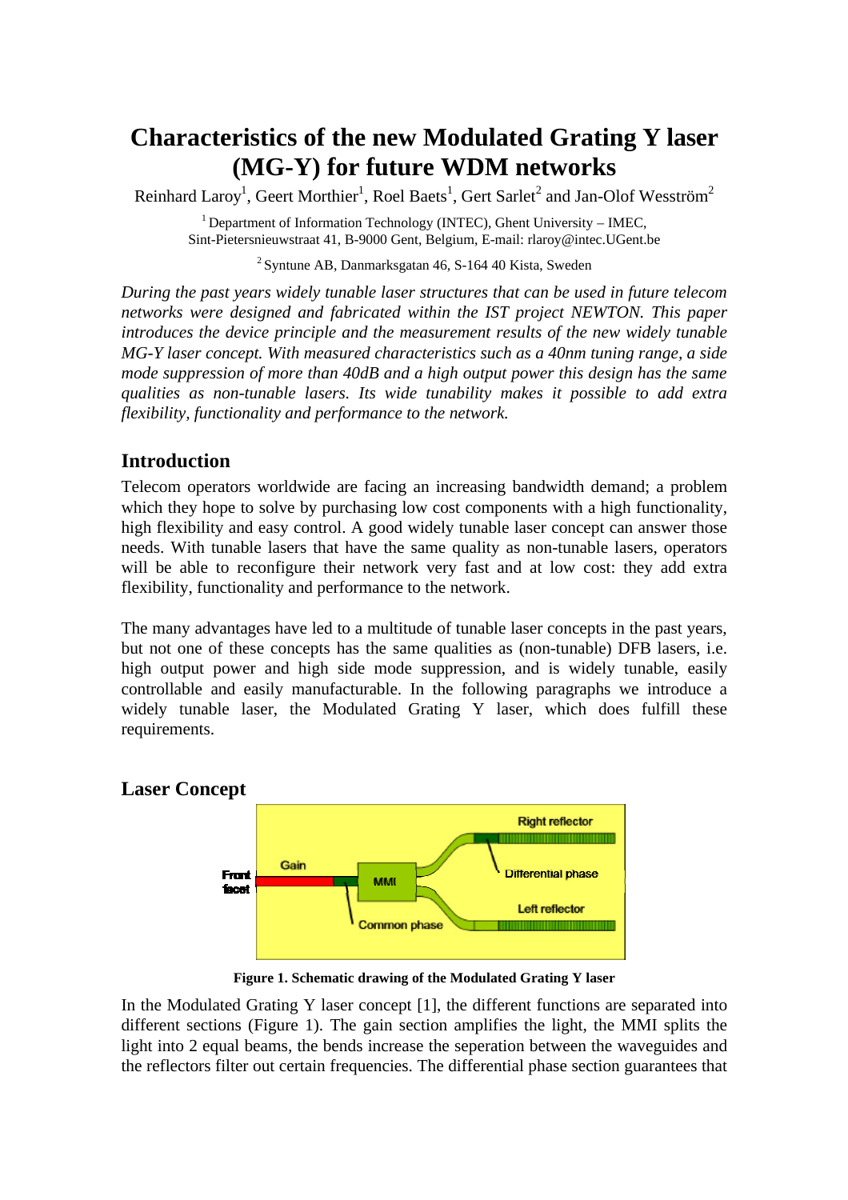# Characteristics of the new Modulated Grating Y laser (MG-Y) for future WDM networks

Reinhard Laroy[1], Geert Morthier[1], Roel Baets[1], Gert Sarlet[2] and Jan-Olof Wesström[2]

[1] Department of Information Technology (INTEC), Ghent University – IMEC, Sint-Pietersnieuwstraat 41, B-9000 Gent, Belgium, E-mail: rlaroy@intec.UGent.be

[2] Syntune AB, Danmarksgatan 46, S-164 40 Kista, Sweden

*During the past years widely tunable laser structures that can be used in future telecom networks were designed and fabricated within the IST project NEWTON. This paper introduces the device principle and the measurement results of the new widely tunable MG-Y laser concept. With measured characteristics such as a 40nm tuning range, a side mode suppression of more than 40dB and a high output power this design has the same qualities as non-tunable lasers. Its wide tunability makes it possible to add extra flexibility, functionality and performance to the network.*

## Introduction

Telecom operators worldwide are facing an increasing bandwidth demand; a problem which they hope to solve by purchasing low cost components with a high functionality, high flexibility and easy control. A good widely tunable laser concept can answer those needs. With tunable lasers that have the same quality as non-tunable lasers, operators will be able to reconfigure their network very fast and at low cost: they add extra flexibility, functionality and performance to the network.

The many advantages have led to a multitude of tunable laser concepts in the past years, but not one of these concepts has the same qualities as (non-tunable) DFB lasers, i.e. high output power and high side mode suppression, and is widely tunable, easily controllable and easily manufacturable. In the following paragraphs we introduce a widely tunable laser, the Modulated Grating Y laser, which does fulfill these requirements.

## Laser Concept

Front facet | Gain | Common phase | MMI | Right reflector | Differential phase | Left reflector

**Figure 1. Schematic drawing of the Modulated Grating Y laser**

In the Modulated Grating Y laser concept [1], the different functions are separated into different sections (Figure 1). The gain section amplifies the light, the MMI splits the light into 2 equal beams, the bends increase the seperation between the waveguides and the reflectors filter out certain frequencies. The differential phase section guarantees that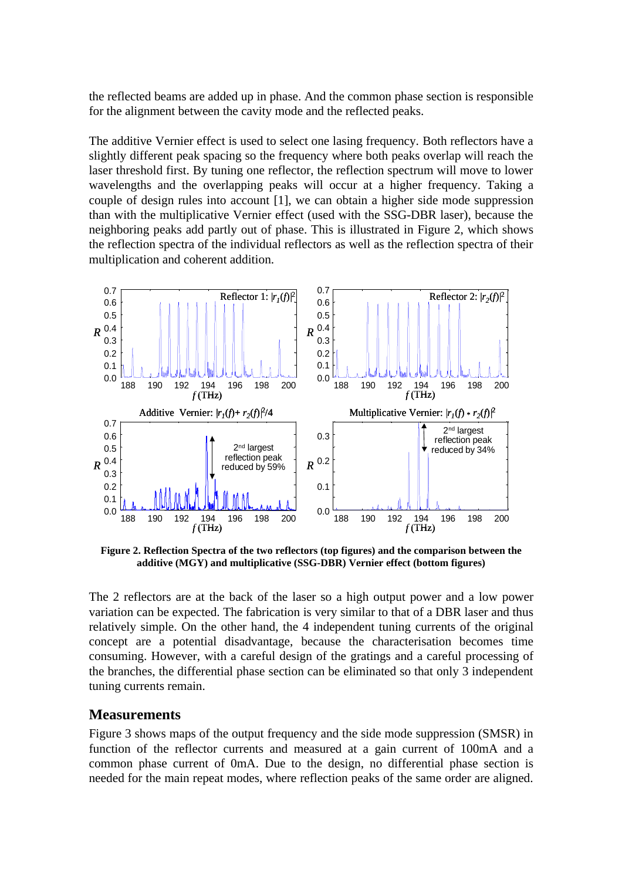the reflected beams are added up in phase. And the common phase section is responsible for the alignment between the cavity mode and the reflected peaks.

The additive Vernier effect is used to select one lasing frequency. Both reflectors have a slightly different peak spacing so the frequency where both peaks overlap will reach the laser threshold first. By tuning one reflector, the reflection spectrum will move to lower wavelengths and the overlapping peaks will occur at a higher frequency. Taking a couple of design rules into account [1], we can obtain a higher side mode suppression than with the multiplicative Vernier effect (used with the SSG-DBR laser), because the neighboring peaks add partly out of phase. This is illustrated in Figure 2, which shows the reflection spectra of the individual reflectors as well as the reflection spectra of their multiplication and coherent addition.

**Figure 2. Reflection Spectra of the two reflectors (top figures) and the comparison between the additive (MGY) and multiplicative (SSG-DBR) Vernier effect (bottom figures)**

The 2 reflectors are at the back of the laser so a high output power and a low power variation can be expected. The fabrication is very similar to that of a DBR laser and thus relatively simple. On the other hand, the 4 independent tuning currents of the original concept are a potential disadvantage, because the characterisation becomes time consuming. However, with a careful design of the gratings and a careful processing of the branches, the differential phase section can be eliminated so that only 3 independent tuning currents remain.

## Measurements

Figure 3 shows maps of the output frequency and the side mode suppression (SMSR) in function of the reflector currents and measured at a gain current of 100mA and a common phase current of 0mA. Due to the design, no differential phase section is needed for the main repeat modes, where reflection peaks of the same order are aligned.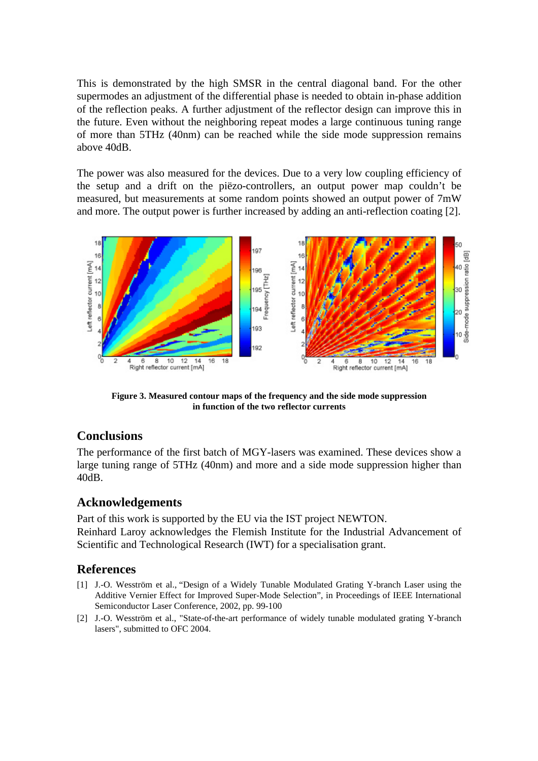This is demonstrated by the high SMSR in the central diagonal band. For the other supermodes an adjustment of the differential phase is needed to obtain in-phase addition of the reflection peaks. A further adjustment of the reflector design can improve this in the future. Even without the neighboring repeat modes a large continuous tuning range of more than 5THz (40nm) can be reached while the side mode suppression remains above 40dB.

The power was also measured for the devices. Due to a very low coupling efficiency of the setup and a drift on the piëzo-controllers, an output power map couldn't be measured, but measurements at some random points showed an output power of 7mW and more. The output power is further increased by adding an anti-reflection coating [2].

Left reflector current [mA]
Right reflector current [mA]
Frequency [THz]
197
196
195
194
193
192
0 2 4 6 8 10 12 14 16 18

Left reflector current [mA]
Right reflector current [mA]
Side-mode suppression ratio [dB]
50
40
30
20
10
0
0 2 4 6 8 10 12 14 16 18

**Figure 3. Measured contour maps of the frequency and the side mode suppression in function of the two reflector currents**

## Conclusions

The performance of the first batch of MGY-lasers was examined. These devices show a large tuning range of 5THz (40nm) and more and a side mode suppression higher than 40dB.

## Acknowledgements

Part of this work is supported by the EU via the IST project NEWTON.
Reinhard Laroy acknowledges the Flemish Institute for the Industrial Advancement of Scientific and Technological Research (IWT) for a specialisation grant.

## References

[1] J.-O. Wesström et al., "Design of a Widely Tunable Modulated Grating Y-branch Laser using the Additive Vernier Effect for Improved Super-Mode Selection", in Proceedings of IEEE International Semiconductor Laser Conference, 2002, pp. 99-100

[2] J.-O. Wesström et al., "State-of-the-art performance of widely tunable modulated grating Y-branch lasers", submitted to OFC 2004.